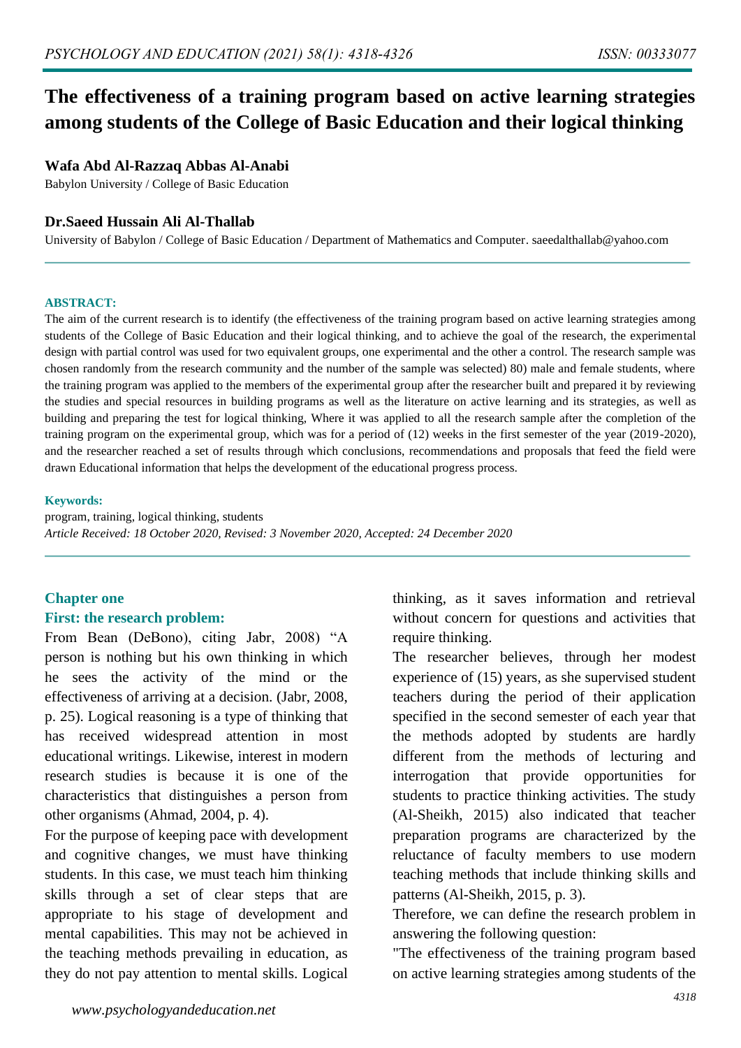# The effectiveness of a training program based on active learning strategies among students of the College of Basic Education and their logical thinking

**Wafa Abd Al-Razzaq Abbas Al-Anabi**

Babylon University / College of Basic Education

**Dr.Saeed Hussain Ali Al-Thallab**

University of Babylon / College of Basic Education / Department of Mathematics and Computer. saeedalthallab@yahoo.com

**ABSTRACT:**

The aim of the current research is to identify (the effectiveness of the training program based on active learning strategies among students of the College of Basic Education and their logical thinking, and to achieve the goal of the research, the experimental design with partial control was used for two equivalent groups, one experimental and the other a control. The research sample was chosen randomly from the research community and the number of the sample was selected) 80) male and female students, where the training program was applied to the members of the experimental group after the researcher built and prepared it by reviewing the studies and special resources in building programs as well as the literature on active learning and its strategies, as well as building and preparing the test for logical thinking, Where it was applied to all the research sample after the completion of the training program on the experimental group, which was for a period of (12) weeks in the first semester of the year (2019-2020), and the researcher reached a set of results through which conclusions, recommendations and proposals that feed the field were drawn Educational information that helps the development of the educational progress process.

**Keywords:**

program, training, logical thinking, students

*Article Received: 18 October 2020, Revised: 3 November 2020, Accepted: 24 December 2020*

## Chapter one

### First: the research problem:

From Bean (DeBono), citing Jabr, 2008) "A person is nothing but his own thinking in which he sees the activity of the mind or the effectiveness of arriving at a decision. (Jabr, 2008, p. 25). Logical reasoning is a type of thinking that has received widespread attention in most educational writings. Likewise, interest in modern research studies is because it is one of the characteristics that distinguishes a person from other organisms (Ahmad, 2004, p. 4).

For the purpose of keeping pace with development and cognitive changes, we must have thinking students. In this case, we must teach him thinking skills through a set of clear steps that are appropriate to his stage of development and mental capabilities. This may not be achieved in the teaching methods prevailing in education, as they do not pay attention to mental skills. Logical thinking, as it saves information and retrieval without concern for questions and activities that require thinking.

The researcher believes, through her modest experience of (15) years, as she supervised student teachers during the period of their application specified in the second semester of each year that the methods adopted by students are hardly different from the methods of lecturing and interrogation that provide opportunities for students to practice thinking activities. The study (Al-Sheikh, 2015) also indicated that teacher preparation programs are characterized by the reluctance of faculty members to use modern teaching methods that include thinking skills and patterns (Al-Sheikh, 2015, p. 3).

Therefore, we can define the research problem in answering the following question:

"The effectiveness of the training program based on active learning strategies among students of the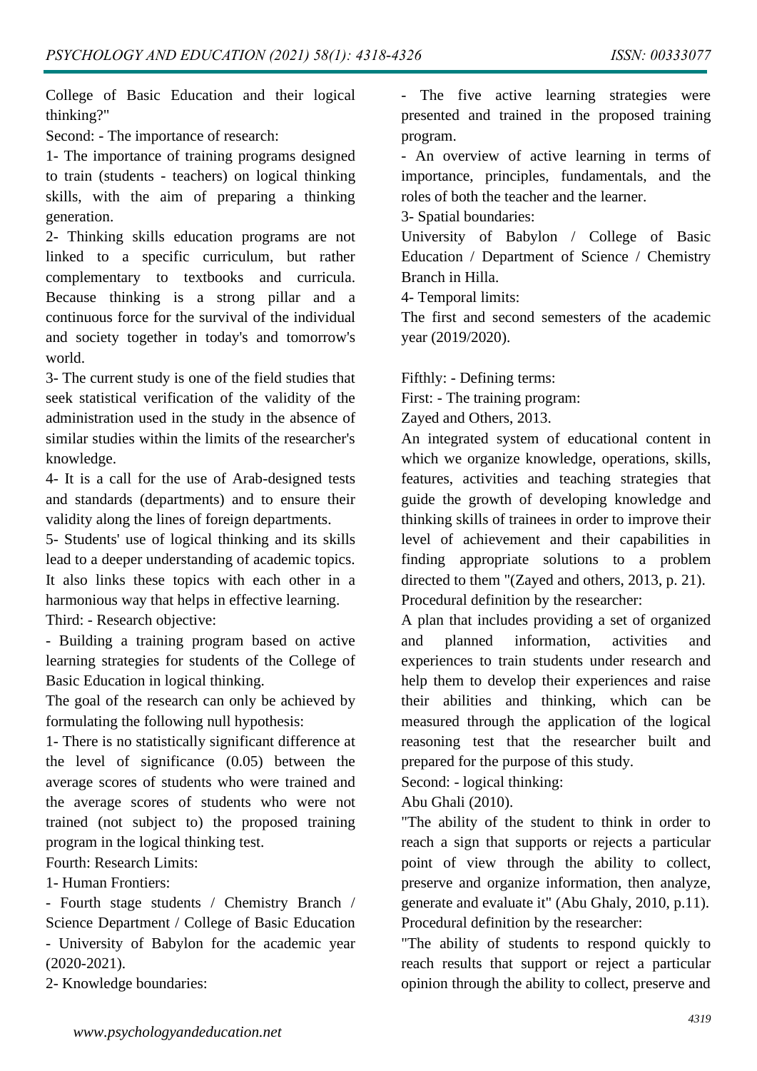College of Basic Education and their logical thinking?"

Second: - The importance of research:

1- The importance of training programs designed to train (students - teachers) on logical thinking skills, with the aim of preparing a thinking generation.

2- Thinking skills education programs are not linked to a specific curriculum, but rather complementary to textbooks and curricula. Because thinking is a strong pillar and a continuous force for the survival of the individual and society together in today's and tomorrow's world.

3- The current study is one of the field studies that seek statistical verification of the validity of the administration used in the study in the absence of similar studies within the limits of the researcher's knowledge.

4- It is a call for the use of Arab-designed tests and standards (departments) and to ensure their validity along the lines of foreign departments.

5- Students' use of logical thinking and its skills lead to a deeper understanding of academic topics. It also links these topics with each other in a harmonious way that helps in effective learning.

Third: - Research objective:

- Building a training program based on active learning strategies for students of the College of Basic Education in logical thinking.

The goal of the research can only be achieved by formulating the following null hypothesis:

1- There is no statistically significant difference at the level of significance (0.05) between the average scores of students who were trained and the average scores of students who were not trained (not subject to) the proposed training program in the logical thinking test.

Fourth: Research Limits:

1- Human Frontiers:

- Fourth stage students / Chemistry Branch / Science Department / College of Basic Education - University of Babylon for the academic year (2020-2021).

2- Knowledge boundaries:

- The five active learning strategies were presented and trained in the proposed training program.

- An overview of active learning in terms of importance, principles, fundamentals, and the roles of both the teacher and the learner.

3- Spatial boundaries:

University of Babylon / College of Basic Education / Department of Science / Chemistry Branch in Hilla.

4- Temporal limits:

The first and second semesters of the academic year (2019/2020).

Fifthly: - Defining terms:

First: - The training program:

Zayed and Others, 2013.

An integrated system of educational content in which we organize knowledge, operations, skills, features, activities and teaching strategies that guide the growth of developing knowledge and thinking skills of trainees in order to improve their level of achievement and their capabilities in finding appropriate solutions to a problem directed to them "(Zayed and others, 2013, p. 21).

Procedural definition by the researcher:

A plan that includes providing a set of organized and planned information, activities and experiences to train students under research and help them to develop their experiences and raise their abilities and thinking, which can be measured through the application of the logical reasoning test that the researcher built and prepared for the purpose of this study.

Second: - logical thinking:

Abu Ghali (2010).

"The ability of the student to think in order to reach a sign that supports or rejects a particular point of view through the ability to collect, preserve and organize information, then analyze, generate and evaluate it" (Abu Ghaly, 2010, p.11).

Procedural definition by the researcher:

"The ability of students to respond quickly to reach results that support or reject a particular opinion through the ability to collect, preserve and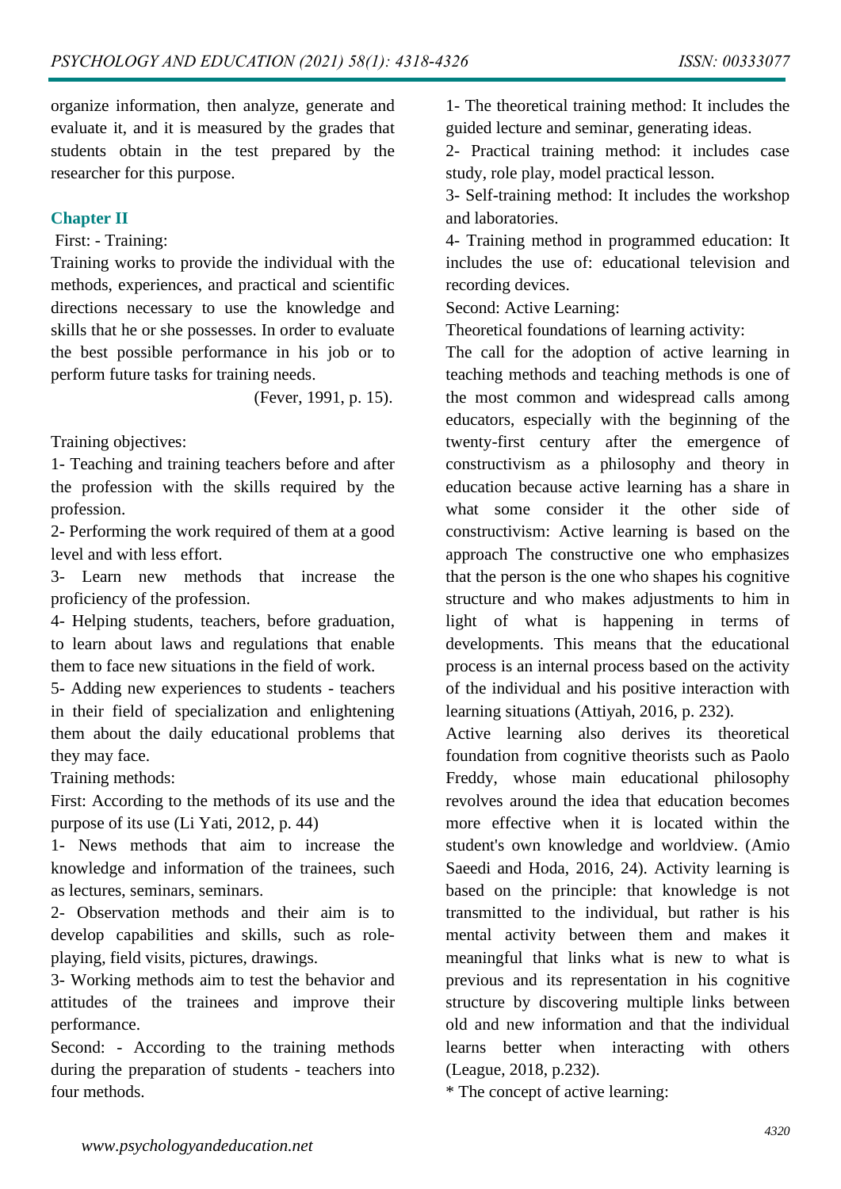organize information, then analyze, generate and evaluate it, and it is measured by the grades that students obtain in the test prepared by the researcher for this purpose.

## Chapter II

First: - Training:

Training works to provide the individual with the methods, experiences, and practical and scientific directions necessary to use the knowledge and skills that he or she possesses. In order to evaluate the best possible performance in his job or to perform future tasks for training needs.

(Fever, 1991, p. 15).

Training objectives:

1- Teaching and training teachers before and after the profession with the skills required by the profession.

2- Performing the work required of them at a good level and with less effort.

3- Learn new methods that increase the proficiency of the profession.

4- Helping students, teachers, before graduation, to learn about laws and regulations that enable them to face new situations in the field of work.

5- Adding new experiences to students - teachers in their field of specialization and enlightening them about the daily educational problems that they may face.

Training methods:

First: According to the methods of its use and the purpose of its use (Li Yati, 2012, p. 44)

1- News methods that aim to increase the knowledge and information of the trainees, such as lectures, seminars, seminars.

2- Observation methods and their aim is to develop capabilities and skills, such as role-playing, field visits, pictures, drawings.

3- Working methods aim to test the behavior and attitudes of the trainees and improve their performance.

Second: - According to the training methods during the preparation of students - teachers into four methods.

1- The theoretical training method: It includes the guided lecture and seminar, generating ideas.

2- Practical training method: it includes case study, role play, model practical lesson.

3- Self-training method: It includes the workshop and laboratories.

4- Training method in programmed education: It includes the use of: educational television and recording devices.

Second: Active Learning:

Theoretical foundations of learning activity:

The call for the adoption of active learning in teaching methods and teaching methods is one of the most common and widespread calls among educators, especially with the beginning of the twenty-first century after the emergence of constructivism as a philosophy and theory in education because active learning has a share in what some consider it the other side of constructivism: Active learning is based on the approach The constructive one who emphasizes that the person is the one who shapes his cognitive structure and who makes adjustments to him in light of what is happening in terms of developments. This means that the educational process is an internal process based on the activity of the individual and his positive interaction with learning situations (Attiyah, 2016, p. 232).

Active learning also derives its theoretical foundation from cognitive theorists such as Paolo Freddy, whose main educational philosophy revolves around the idea that education becomes more effective when it is located within the student's own knowledge and worldview. (Amio Saeedi and Hoda, 2016, 24). Activity learning is based on the principle: that knowledge is not transmitted to the individual, but rather is his mental activity between them and makes it meaningful that links what is new to what is previous and its representation in his cognitive structure by discovering multiple links between old and new information and that the individual learns better when interacting with others (League, 2018, p.232).

* The concept of active learning: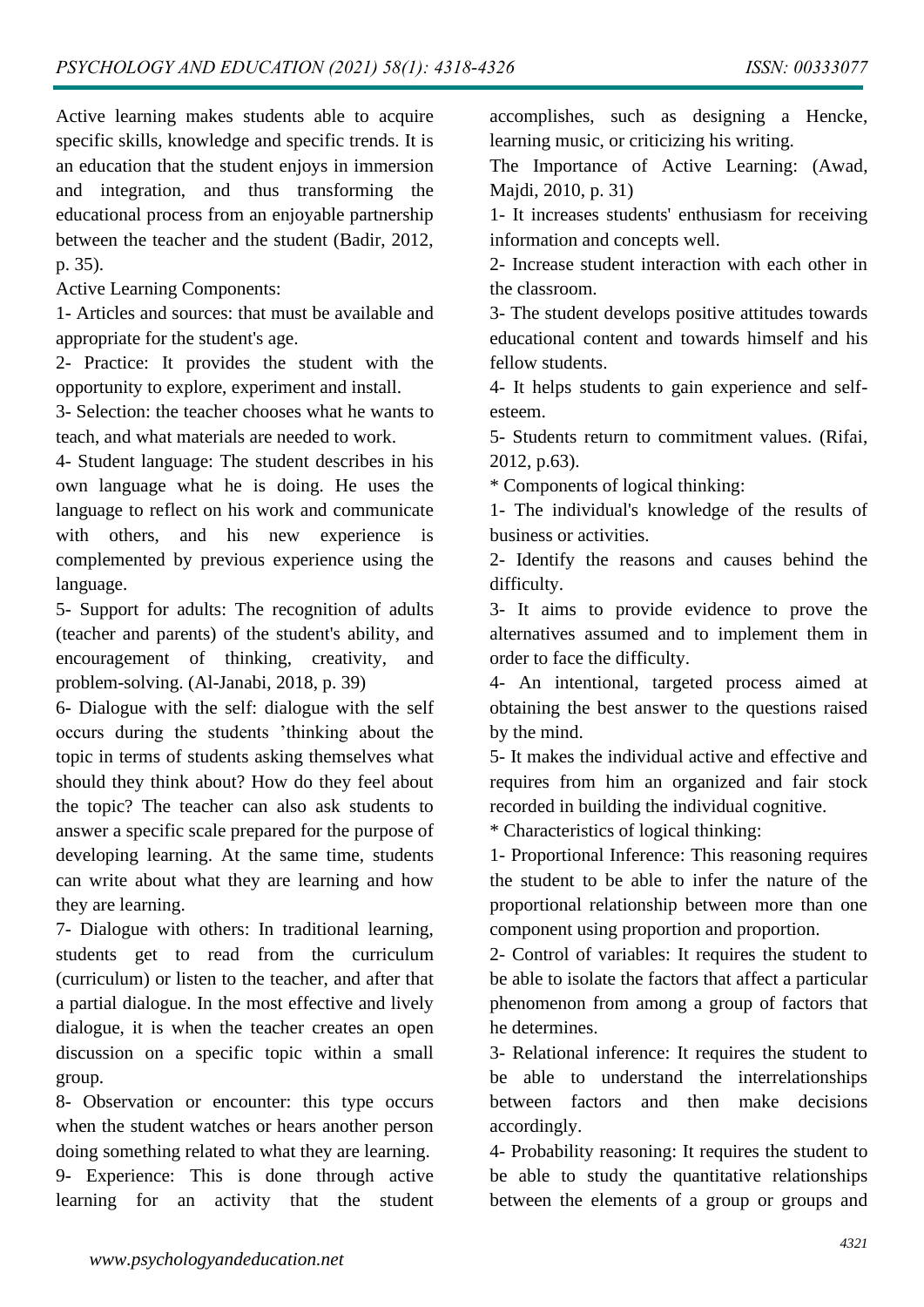Active learning makes students able to acquire specific skills, knowledge and specific trends. It is an education that the student enjoys in immersion and integration, and thus transforming the educational process from an enjoyable partnership between the teacher and the student (Badir, 2012, p. 35).

Active Learning Components:

1- Articles and sources: that must be available and appropriate for the student's age.

2- Practice: It provides the student with the opportunity to explore, experiment and install.

3- Selection: the teacher chooses what he wants to teach, and what materials are needed to work.

4- Student language: The student describes in his own language what he is doing. He uses the language to reflect on his work and communicate with others, and his new experience is complemented by previous experience using the language.

5- Support for adults: The recognition of adults (teacher and parents) of the student's ability, and encouragement of thinking, creativity, and problem-solving. (Al-Janabi, 2018, p. 39)

6- Dialogue with the self: dialogue with the self occurs during the students 'thinking about the topic in terms of students asking themselves what should they think about? How do they feel about the topic? The teacher can also ask students to answer a specific scale prepared for the purpose of developing learning. At the same time, students can write about what they are learning and how they are learning.

7- Dialogue with others: In traditional learning, students get to read from the curriculum (curriculum) or listen to the teacher, and after that a partial dialogue. In the most effective and lively dialogue, it is when the teacher creates an open discussion on a specific topic within a small group.

8- Observation or encounter: this type occurs when the student watches or hears another person doing something related to what they are learning.

9- Experience: This is done through active learning for an activity that the student accomplishes, such as designing a Hencke, learning music, or criticizing his writing.

The Importance of Active Learning: (Awad, Majdi, 2010, p. 31)

1- It increases students' enthusiasm for receiving information and concepts well.

2- Increase student interaction with each other in the classroom.

3- The student develops positive attitudes towards educational content and towards himself and his fellow students.

4- It helps students to gain experience and self-esteem.

5- Students return to commitment values. (Rifai, 2012, p.63).

* Components of logical thinking:

1- The individual's knowledge of the results of business or activities.

2- Identify the reasons and causes behind the difficulty.

3- It aims to provide evidence to prove the alternatives assumed and to implement them in order to face the difficulty.

4- An intentional, targeted process aimed at obtaining the best answer to the questions raised by the mind.

5- It makes the individual active and effective and requires from him an organized and fair stock recorded in building the individual cognitive.

* Characteristics of logical thinking:

1- Proportional Inference: This reasoning requires the student to be able to infer the nature of the proportional relationship between more than one component using proportion and proportion.

2- Control of variables: It requires the student to be able to isolate the factors that affect a particular phenomenon from among a group of factors that he determines.

3- Relational inference: It requires the student to be able to understand the interrelationships between factors and then make decisions accordingly.

4- Probability reasoning: It requires the student to be able to study the quantitative relationships between the elements of a group or groups and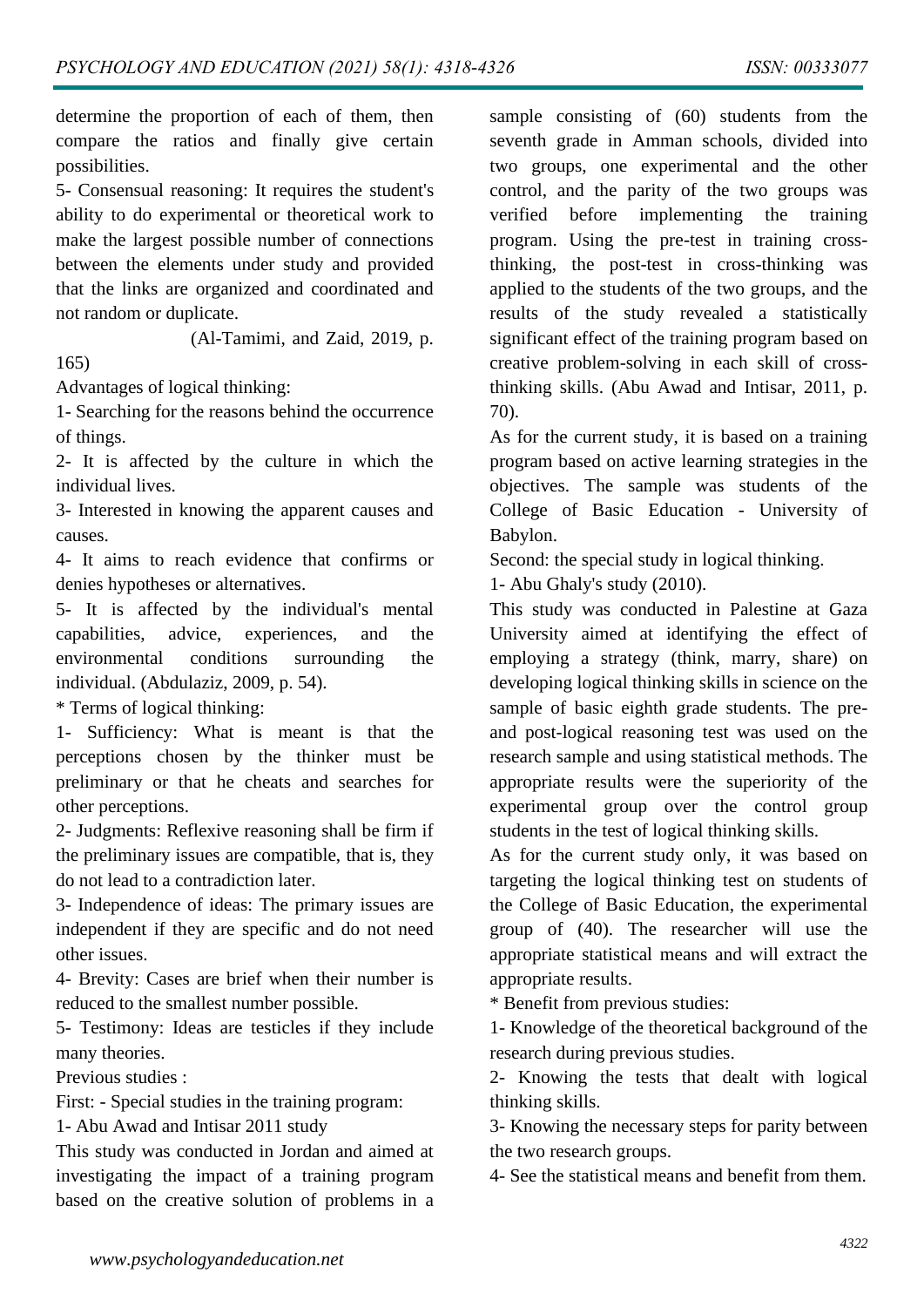determine the proportion of each of them, then compare the ratios and finally give certain possibilities.

5- Consensual reasoning: It requires the student's ability to do experimental or theoretical work to make the largest possible number of connections between the elements under study and provided that the links are organized and coordinated and not random or duplicate.

(Al-Tamimi, and Zaid, 2019, p. 165)

Advantages of logical thinking:

1- Searching for the reasons behind the occurrence of things.

2- It is affected by the culture in which the individual lives.

3- Interested in knowing the apparent causes and causes.

4- It aims to reach evidence that confirms or denies hypotheses or alternatives.

5- It is affected by the individual's mental capabilities, advice, experiences, and the environmental conditions surrounding the individual. (Abdulaziz, 2009, p. 54).

* Terms of logical thinking:

1- Sufficiency: What is meant is that the perceptions chosen by the thinker must be preliminary or that he cheats and searches for other perceptions.

2- Judgments: Reflexive reasoning shall be firm if the preliminary issues are compatible, that is, they do not lead to a contradiction later.

3- Independence of ideas: The primary issues are independent if they are specific and do not need other issues.

4- Brevity: Cases are brief when their number is reduced to the smallest number possible.

5- Testimony: Ideas are testicles if they include many theories.

Previous studies :

First: - Special studies in the training program:

1- Abu Awad and Intisar 2011 study

This study was conducted in Jordan and aimed at investigating the impact of a training program based on the creative solution of problems in a sample consisting of (60) students from the seventh grade in Amman schools, divided into two groups, one experimental and the other control, and the parity of the two groups was verified before implementing the training program. Using the pre-test in training cross-thinking, the post-test in cross-thinking was applied to the students of the two groups, and the results of the study revealed a statistically significant effect of the training program based on creative problem-solving in each skill of cross-thinking skills. (Abu Awad and Intisar, 2011, p. 70).

As for the current study, it is based on a training program based on active learning strategies in the objectives. The sample was students of the College of Basic Education - University of Babylon.

Second: the special study in logical thinking.

1- Abu Ghaly's study (2010).

This study was conducted in Palestine at Gaza University aimed at identifying the effect of employing a strategy (think, marry, share) on developing logical thinking skills in science on the sample of basic eighth grade students. The pre- and post-logical reasoning test was used on the research sample and using statistical methods. The appropriate results were the superiority of the experimental group over the control group students in the test of logical thinking skills.

As for the current study only, it was based on targeting the logical thinking test on students of the College of Basic Education, the experimental group of (40). The researcher will use the appropriate statistical means and will extract the appropriate results.

* Benefit from previous studies:

1- Knowledge of the theoretical background of the research during previous studies.

2- Knowing the tests that dealt with logical thinking skills.

3- Knowing the necessary steps for parity between the two research groups.

4- See the statistical means and benefit from them.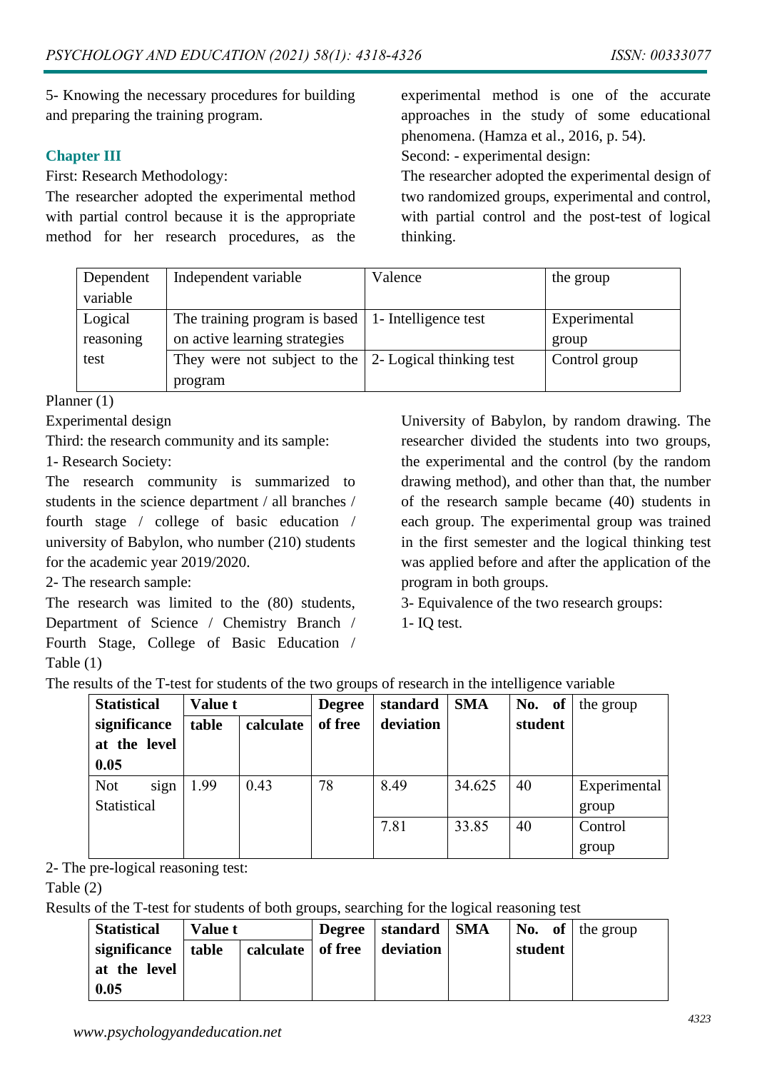5- Knowing the necessary procedures for building and preparing the training program.

## Chapter III

First: Research Methodology:

The researcher adopted the experimental method with partial control because it is the appropriate method for her research procedures, as the experimental method is one of the accurate approaches in the study of some educational phenomena. (Hamza et al., 2016, p. 54).

Second: - experimental design:

The researcher adopted the experimental design of two randomized groups, experimental and control, with partial control and the post-test of logical thinking.

| Dependent variable | Independent variable | Valence | the group |
|---|---|---|---|
| Logical reasoning test | The training program is based on active learning strategies | 1- Intelligence test | Experimental group |
| | They were not subject to the program | 2- Logical thinking test | Control group |

Planner (1)

Experimental design

Third: the research community and its sample:

1- Research Society:

The research community is summarized to students in the science department / all branches / fourth stage / college of basic education / university of Babylon, who number (210) students for the academic year 2019/2020.

2- The research sample:

The research was limited to the (80) students, Department of Science / Chemistry Branch / Fourth Stage, College of Basic Education / University of Babylon, by random drawing. The researcher divided the students into two groups, the experimental and the control (by the random drawing method), and other than that, the number of the research sample became (40) students in each group. The experimental group was trained in the first semester and the logical thinking test was applied before and after the application of the program in both groups.

3- Equivalence of the two research groups:

1- IQ test.

Table (1)

The results of the T-test for students of the two groups of research in the intelligence variable

| **Statistical significance at the level 0.05** | **Value t** | | **Degree of free** | **standard deviation** | **SMA** | **No. of student** | the group |
|---|---|---|---|---|---|---|---|
| | **table** | **calculate** | | | | | |
| Not sign Statistical | 1.99 | 0.43 | 78 | 8.49 | 34.625 | 40 | Experimental group |
| | | | | 7.81 | 33.85 | 40 | Control group |

2- The pre-logical reasoning test:

Table (2)

Results of the T-test for students of both groups, searching for the logical reasoning test

| **Statistical significance at the level 0.05** | **Value t** | | **Degree of free** | **standard deviation** | **SMA** | **No. of student** | the group |
|---|---|---|---|---|---|---|---|
| | **table** | **calculate** | | | | | |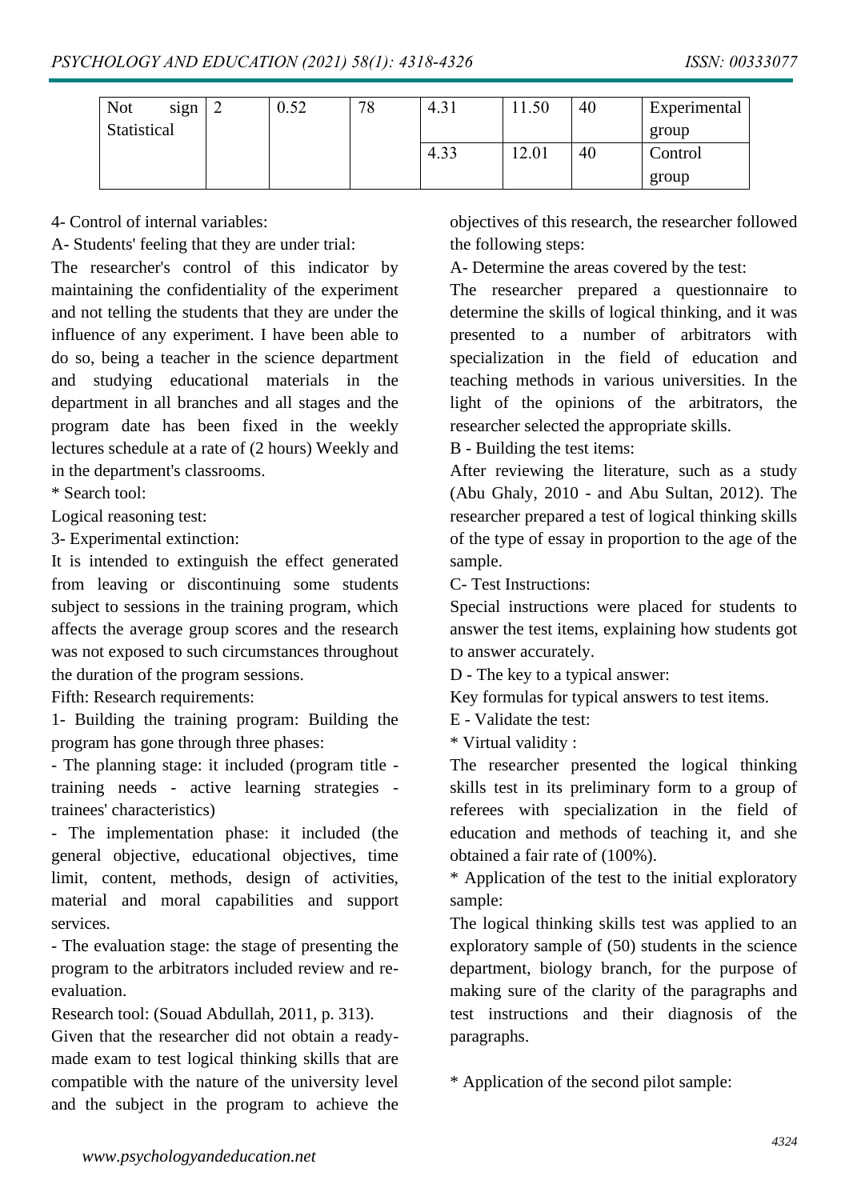| Not sign Statistical | 2 | 0.52 | 78 | 4.31 | 11.50 | 40 | Experimental group |
|---|---|---|---|---|---|---|---|
| | | | | 4.33 | 12.01 | 40 | Control group |

4- Control of internal variables:

A- Students' feeling that they are under trial:

The researcher's control of this indicator by maintaining the confidentiality of the experiment and not telling the students that they are under the influence of any experiment. I have been able to do so, being a teacher in the science department and studying educational materials in the department in all branches and all stages and the program date has been fixed in the weekly lectures schedule at a rate of (2 hours) Weekly and in the department's classrooms.

* Search tool:

Logical reasoning test:

3- Experimental extinction:

It is intended to extinguish the effect generated from leaving or discontinuing some students subject to sessions in the training program, which affects the average group scores and the research was not exposed to such circumstances throughout the duration of the program sessions.

Fifth: Research requirements:

1- Building the training program: Building the program has gone through three phases:

- The planning stage: it included (program title - training needs - active learning strategies - trainees' characteristics)

- The implementation phase: it included (the general objective, educational objectives, time limit, content, methods, design of activities, material and moral capabilities and support services.

- The evaluation stage: the stage of presenting the program to the arbitrators included review and re-evaluation.

Research tool: (Souad Abdullah, 2011, p. 313).

Given that the researcher did not obtain a ready-made exam to test logical thinking skills that are compatible with the nature of the university level and the subject in the program to achieve the objectives of this research, the researcher followed the following steps:

A- Determine the areas covered by the test:

The researcher prepared a questionnaire to determine the skills of logical thinking, and it was presented to a number of arbitrators with specialization in the field of education and teaching methods in various universities. In the light of the opinions of the arbitrators, the researcher selected the appropriate skills.

B - Building the test items:

After reviewing the literature, such as a study (Abu Ghaly, 2010 - and Abu Sultan, 2012). The researcher prepared a test of logical thinking skills of the type of essay in proportion to the age of the sample.

C- Test Instructions:

Special instructions were placed for students to answer the test items, explaining how students got to answer accurately.

D - The key to a typical answer:

Key formulas for typical answers to test items.

E - Validate the test:

* Virtual validity :

The researcher presented the logical thinking skills test in its preliminary form to a group of referees with specialization in the field of education and methods of teaching it, and she obtained a fair rate of (100%).

* Application of the test to the initial exploratory sample:

The logical thinking skills test was applied to an exploratory sample of (50) students in the science department, biology branch, for the purpose of making sure of the clarity of the paragraphs and test instructions and their diagnosis of the paragraphs.

* Application of the second pilot sample: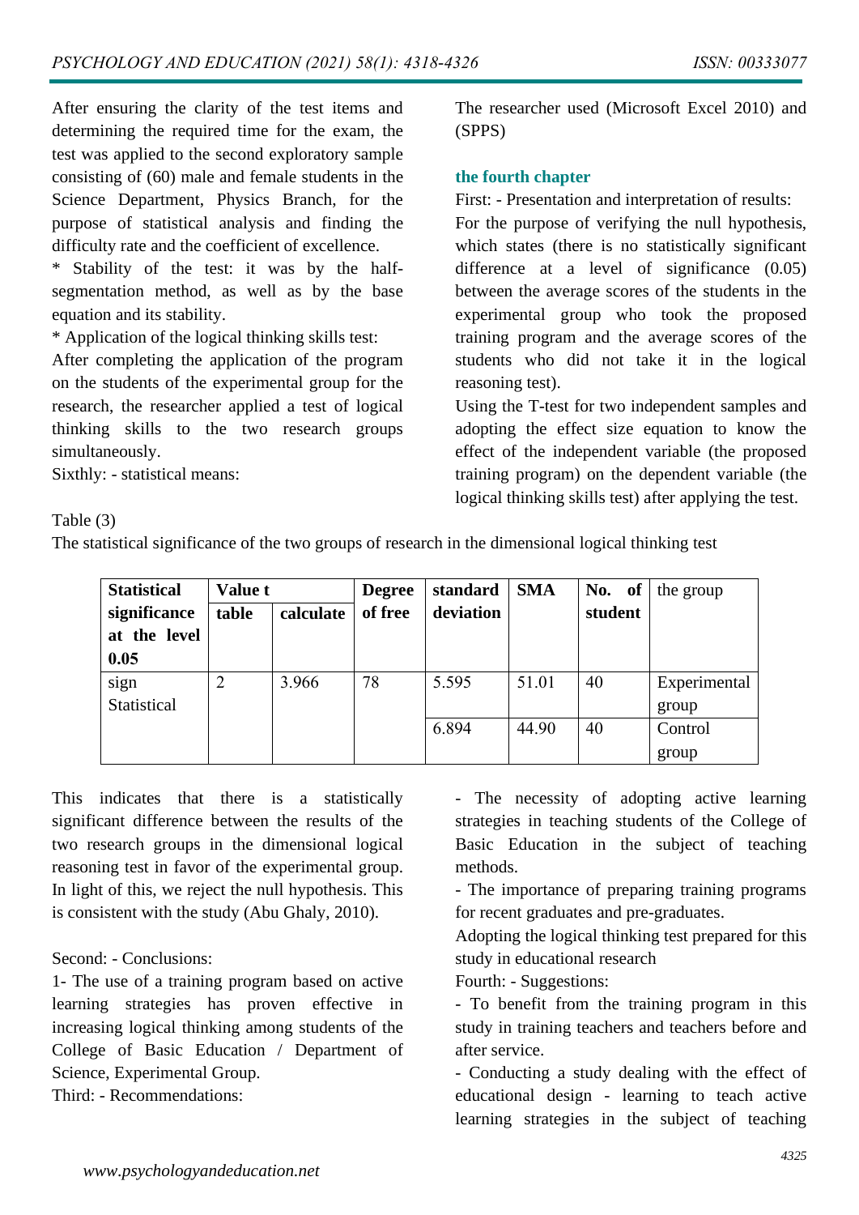After ensuring the clarity of the test items and determining the required time for the exam, the test was applied to the second exploratory sample consisting of (60) male and female students in the Science Department, Physics Branch, for the purpose of statistical analysis and finding the difficulty rate and the coefficient of excellence.

* Stability of the test: it was by the half-segmentation method, as well as by the base equation and its stability.

* Application of the logical thinking skills test:

After completing the application of the program on the students of the experimental group for the research, the researcher applied a test of logical thinking skills to the two research groups simultaneously.

Sixthly: - statistical means:

The researcher used (Microsoft Excel 2010) and (SPPS)

## the fourth chapter

First: - Presentation and interpretation of results:

For the purpose of verifying the null hypothesis, which states (there is no statistically significant difference at a level of significance (0.05) between the average scores of the students in the experimental group who took the proposed training program and the average scores of the students who did not take it in the logical reasoning test).

Using the T-test for two independent samples and adopting the effect size equation to know the effect of the independent variable (the proposed training program) on the dependent variable (the logical thinking skills test) after applying the test.

Table (3)

The statistical significance of the two groups of research in the dimensional logical thinking test

| **Statistical significance at the level 0.05** | **Value t** | | **Degree of free** | **standard deviation** | **SMA** | **No. of student** | the group |
|---|---|---|---|---|---|---|---|
| | **table** | **calculate** | | | | | |
| sign Statistical | 2 | 3.966 | 78 | 5.595 | 51.01 | 40 | Experimental group |
| | | | | 6.894 | 44.90 | 40 | Control group |

This indicates that there is a statistically significant difference between the results of the two research groups in the dimensional logical reasoning test in favor of the experimental group. In light of this, we reject the null hypothesis. This is consistent with the study (Abu Ghaly, 2010).

Second: - Conclusions:

1- The use of a training program based on active learning strategies has proven effective in increasing logical thinking among students of the College of Basic Education / Department of Science, Experimental Group.

Third: - Recommendations:

- The necessity of adopting active learning strategies in teaching students of the College of Basic Education in the subject of teaching methods.
- The importance of preparing training programs for recent graduates and pre-graduates.

Adopting the logical thinking test prepared for this study in educational research

Fourth: - Suggestions:

- To benefit from the training program in this study in training teachers and teachers before and after service.
- Conducting a study dealing with the effect of educational design - learning to teach active learning strategies in the subject of teaching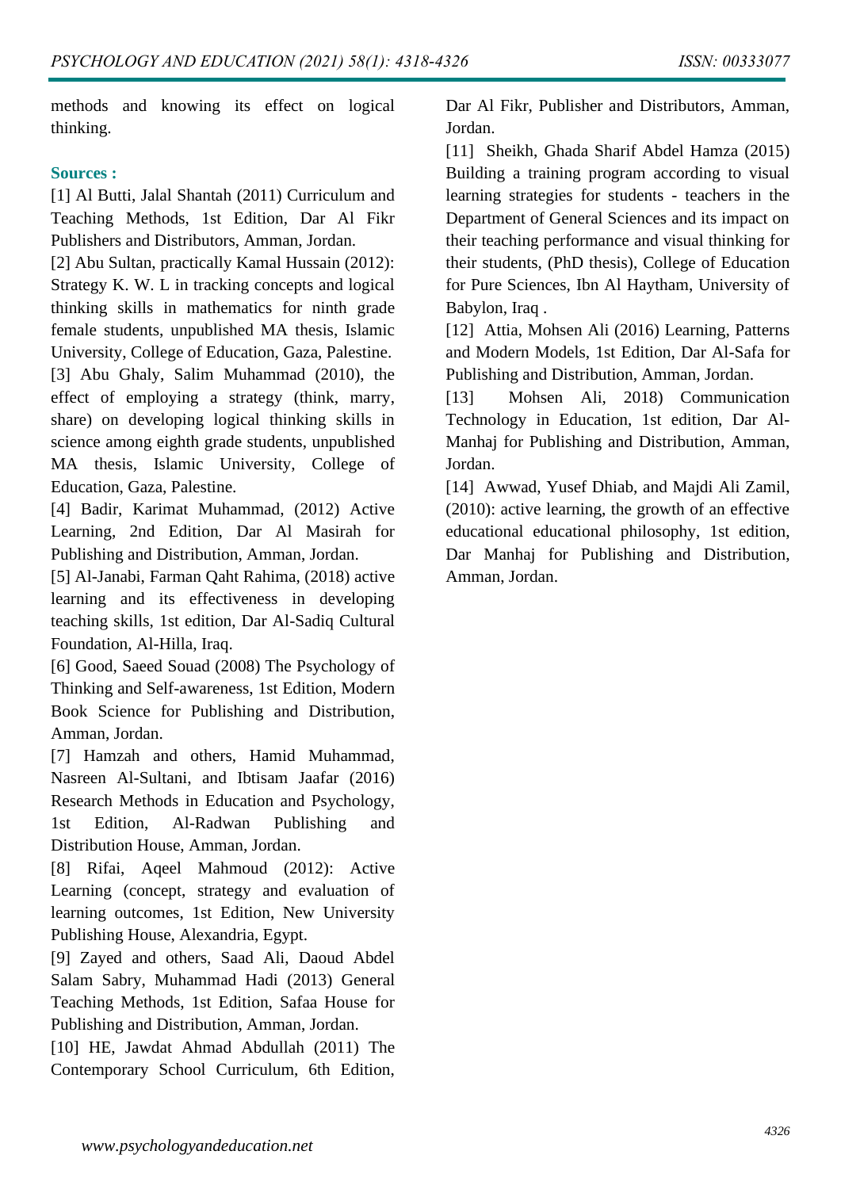methods and knowing its effect on logical thinking.

**Sources :**

[1] Al Butti, Jalal Shantah (2011) Curriculum and Teaching Methods, 1st Edition, Dar Al Fikr Publishers and Distributors, Amman, Jordan.

[2] Abu Sultan, practically Kamal Hussain (2012): Strategy K. W. L in tracking concepts and logical thinking skills in mathematics for ninth grade female students, unpublished MA thesis, Islamic University, College of Education, Gaza, Palestine.

[3] Abu Ghaly, Salim Muhammad (2010), the effect of employing a strategy (think, marry, share) on developing logical thinking skills in science among eighth grade students, unpublished MA thesis, Islamic University, College of Education, Gaza, Palestine.

[4] Badir, Karimat Muhammad, (2012) Active Learning, 2nd Edition, Dar Al Masirah for Publishing and Distribution, Amman, Jordan.

[5] Al-Janabi, Farman Qaht Rahima, (2018) active learning and its effectiveness in developing teaching skills, 1st edition, Dar Al-Sadiq Cultural Foundation, Al-Hilla, Iraq.

[6] Good, Saeed Souad (2008) The Psychology of Thinking and Self-awareness, 1st Edition, Modern Book Science for Publishing and Distribution, Amman, Jordan.

[7] Hamzah and others, Hamid Muhammad, Nasreen Al-Sultani, and Ibtisam Jaafar (2016) Research Methods in Education and Psychology, 1st Edition, Al-Radwan Publishing and Distribution House, Amman, Jordan.

[8] Rifai, Aqeel Mahmoud (2012): Active Learning (concept, strategy and evaluation of learning outcomes, 1st Edition, New University Publishing House, Alexandria, Egypt.

[9] Zayed and others, Saad Ali, Daoud Abdel Salam Sabry, Muhammad Hadi (2013) General Teaching Methods, 1st Edition, Safaa House for Publishing and Distribution, Amman, Jordan.

[10] HE, Jawdat Ahmad Abdullah (2011) The Contemporary School Curriculum, 6th Edition, Dar Al Fikr, Publisher and Distributors, Amman, Jordan.

[11] Sheikh, Ghada Sharif Abdel Hamza (2015) Building a training program according to visual learning strategies for students - teachers in the Department of General Sciences and its impact on their teaching performance and visual thinking for their students, (PhD thesis), College of Education for Pure Sciences, Ibn Al Haytham, University of Babylon, Iraq .

[12] Attia, Mohsen Ali (2016) Learning, Patterns and Modern Models, 1st Edition, Dar Al-Safa for Publishing and Distribution, Amman, Jordan.

[13] Mohsen Ali, 2018) Communication Technology in Education, 1st edition, Dar Al-Manhaj for Publishing and Distribution, Amman, Jordan.

[14] Awwad, Yusef Dhiab, and Majdi Ali Zamil, (2010): active learning, the growth of an effective educational educational philosophy, 1st edition, Dar Manhaj for Publishing and Distribution, Amman, Jordan.